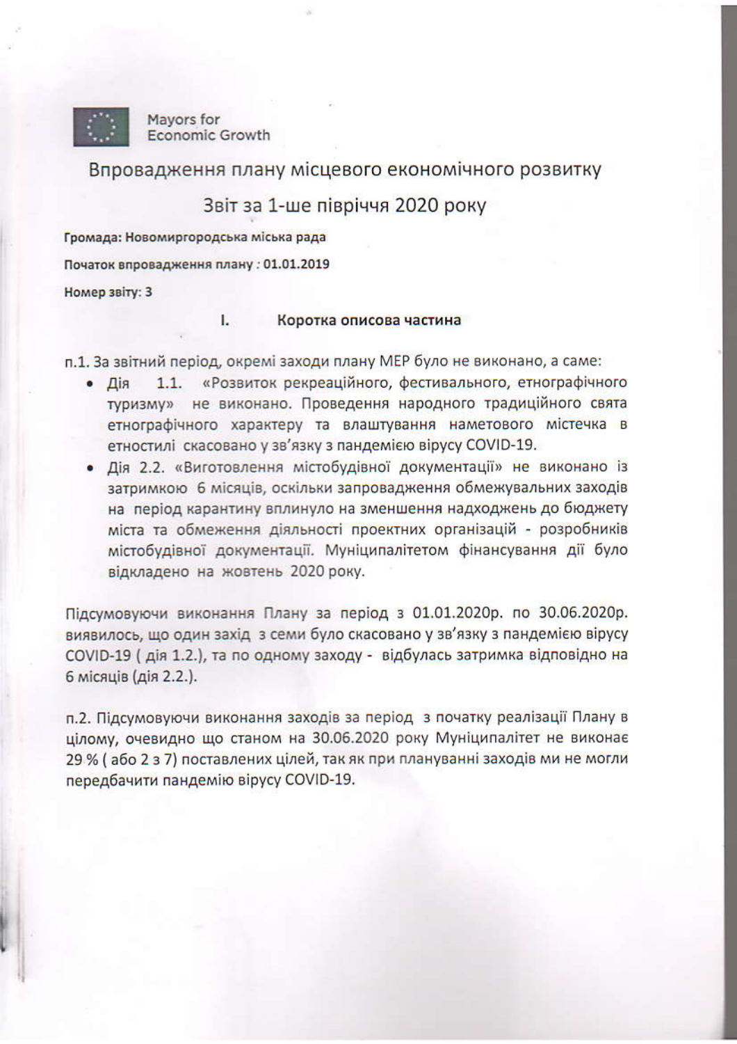Mayors for Economic Growth

# Впровадження плану місцевого економічного розвитку

## Звіт за 1-ше півріччя 2020 року

**Громада: Новомиргородська міська рада**

**Початок впровадження плану : 01.01.2019**

**Номер звіту: 3**

### I. Коротка описова частина

п.1. За звітний період, окремі заходи плану МЕР було не виконано, а саме:

- Дія 1.1. «Розвиток рекреаційного, фестивального, етнографічного туризму» не виконано. Проведення народного традиційного свята етнографічного характеру та влаштування наметового містечка в етностилі скасовано у зв'язку з пандемією вірусу COVID-19.
- Дія 2.2. «Виготовлення містобудівної документації» не виконано із затримкою 6 місяців, оскільки запровадження обмежувальних заходів на період карантину вплинуло на зменшення надходжень до бюджету міста та обмеження діяльності проектних організацій - розробників містобудівної документації. Муніципалітетом фінансування дії було відкладено на жовтень 2020 року.

Підсумовуючи виконання Плану за період з 01.01.2020р. по 30.06.2020р. виявилось, що один захід з семи було скасовано у зв'язку з пандемією вірусу COVID-19 ( дія 1.2.), та по одному заходу - відбулась затримка відповідно на 6 місяців (дія 2.2.).

п.2. Підсумовуючи виконання заходів за період з початку реалізації Плану в цілому, очевидно що станом на 30.06.2020 року Муніципалітет не виконає 29 % ( або 2 з 7) поставлених цілей, так як при плануванні заходів ми не могли передбачити пандемію вірусу COVID-19.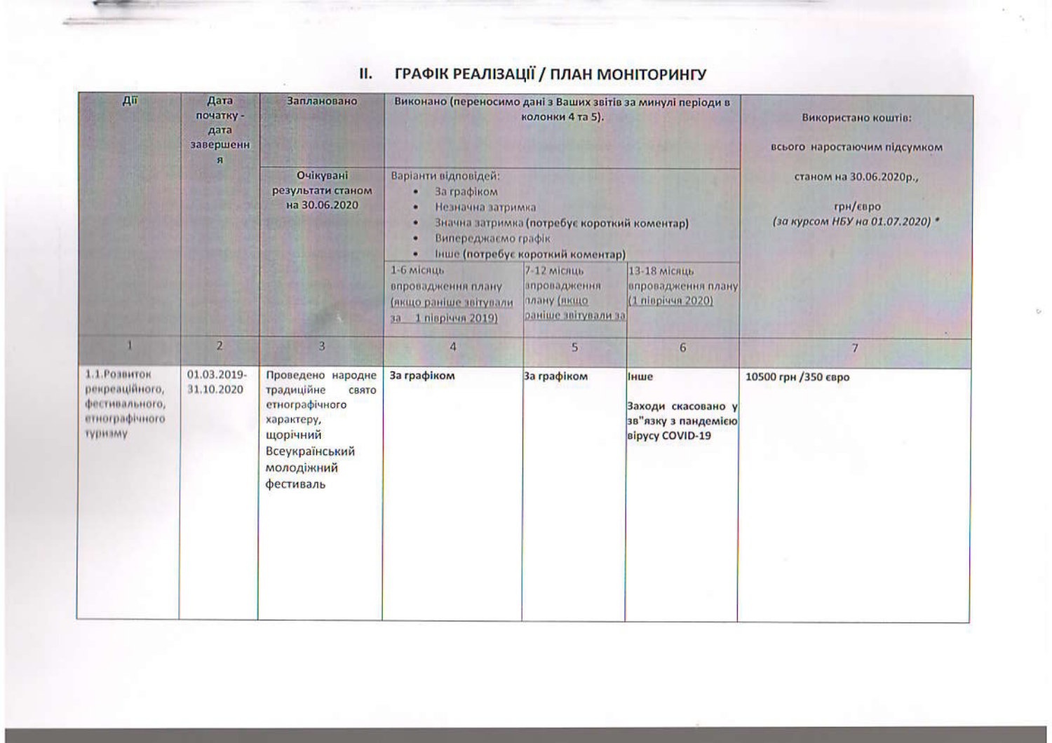## II. ГРАФІК РЕАЛІЗАЦІЇ / ПЛАН МОНІТОРИНГУ

| Дії | Дата початку - дата завершення | Заплановано | Виконано (переносимо дані з Ваших звітів за минулі періоди в колонки 4 та 5). | | | Використано коштів: всього наростаючим підсумком станом на 30.06.2020р., грн/євро *(за курсом НБУ на 01.07.2020)* * |
|---|---|---|---|---|---|---|
| | | Очікувані результати станом на 30.06.2020 | Варіанти відповідей: <br>• За графіком <br>• Незначна затримка <br>• Значна затримка (потребує короткий коментар) <br>• Випереджаємо графік <br>• Інше (потребує короткий коментар) | | | |
| | | | 1-6 місяць впровадження плану (якщо раніше звітували за 1 півріччя 2019) | 7-12 місяць впровадження плану (якщо раніше звітували за | 13-18 місяць впровадження плану (1 півріччя 2020) | |
| 1 | 2 | 3 | 4 | 5 | 6 | 7 |
| 1.1.Розвиток рекреаційного, фестивального, етнографічного туризму | 01.03.2019-31.10.2020 | Проведено народне традиційне свято етнографічного характеру, щорічний Всеукраїнський молодіжний фестиваль | **За графіком** | **За графіком** | **Інше** <br><br>**Заходи скасовано у зв"язку з пандемією вірусу COVID-19** | **10500 грн /350 євро** |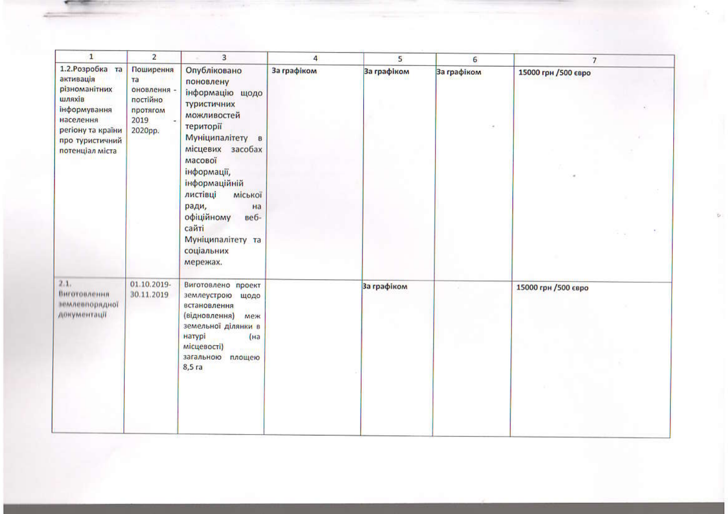| 1 | 2 | 3 | 4 | 5 | 6 | 7 |
|---|---|---|---|---|---|---|
| 1.2.Розробка та активація різноманітних шляхів інформування населення регіону та країни про туристичний потенціал міста | Поширення та оновлення - постійно протягом 2019 - 2020рр. | Опубліковано поновлену інформацію щодо туристичних можливостей території Муніципалітету в місцевих засобах масової інформації, інформаційній листівці міської ради, на офіційному веб-сайті Муніципалітету та соціальних мережах. | За графіком | За графіком | За графіком | 15000 грн /500 євро |
| 2.1. Виготовлення землевпорядної документації | 01.10.2019-30.11.2019 | Виготовлено проект землеустрою щодо встановлення (відновлення) меж земельної ділянки в натурі (на місцевості) загальною площею 8,5 га | | За графіком | | 15000 грн /500 євро |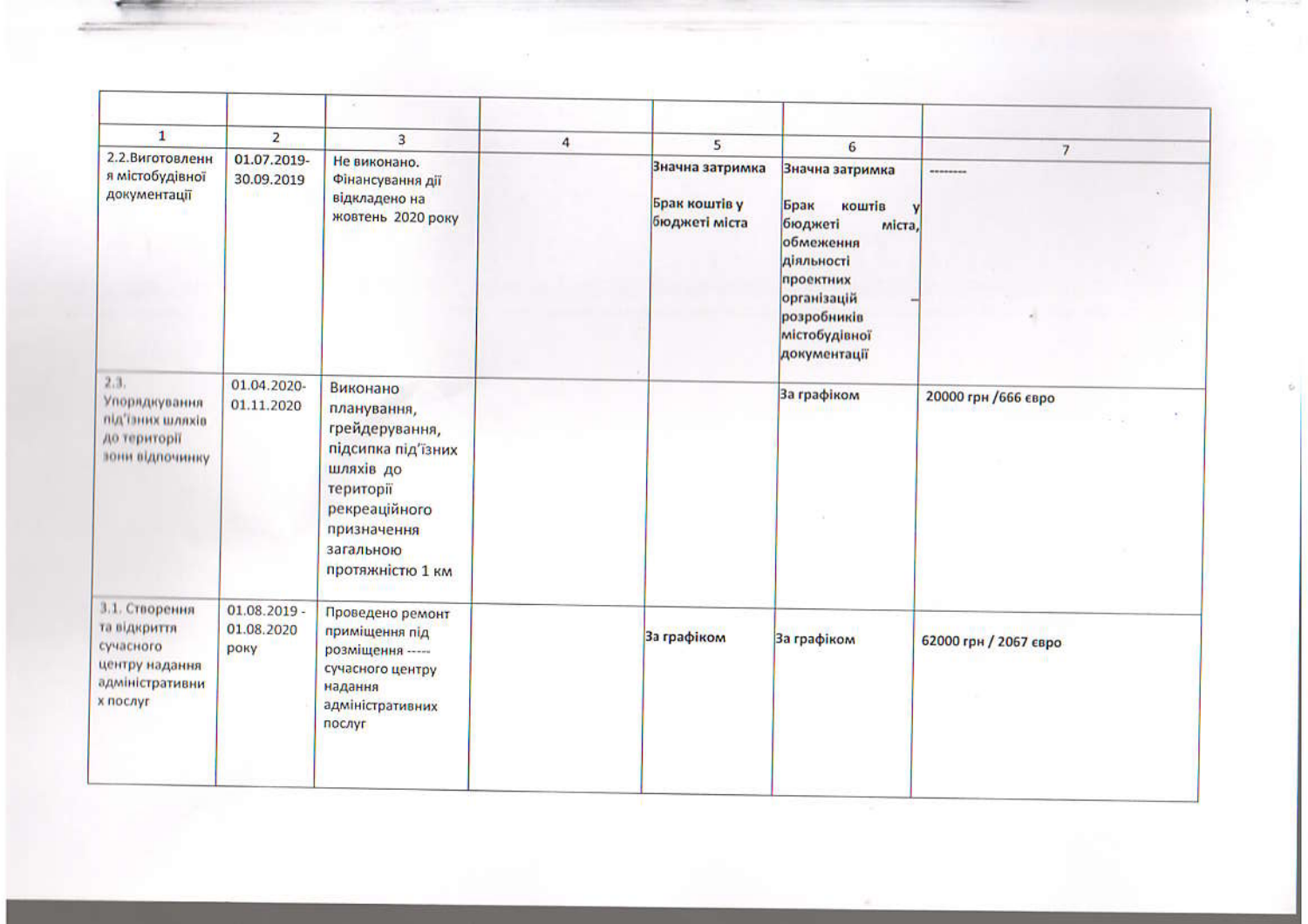| | | | | | | |
|---|---|---|---|---|---|---|
| 1 | 2 | 3 | 4 | 5 | 6 | 7 |
| 2.2.Виготовлення містобудівної документації | 01.07.2019-30.09.2019 | Не виконано. Фінансування дії відкладено на жовтень 2020 року | | Значна затримка Брак коштів у бюджеті міста | Значна затримка Брак коштів у бюджеті міста, обмеження діяльності проектних організацій – розробників містобудівної документації | -------- |
| 2.3. Упорядкування під'їзних шляхів до території зони відпочинку | 01.04.2020-01.11.2020 | Виконано планування, грейдерування, підсипка під'їзних шляхів до території рекреаційного призначення загальною протяжністю 1 км | | | За графіком | 20000 грн /666 євро |
| 3.1. Створення та відкриття сучасного центру надання адміністративних послуг | 01.08.2019 - 01.08.2020 року | Проведено ремонт приміщення під розміщення ----- сучасного центру надання адміністративних послуг | | За графіком | За графіком | 62000 грн / 2067 євро |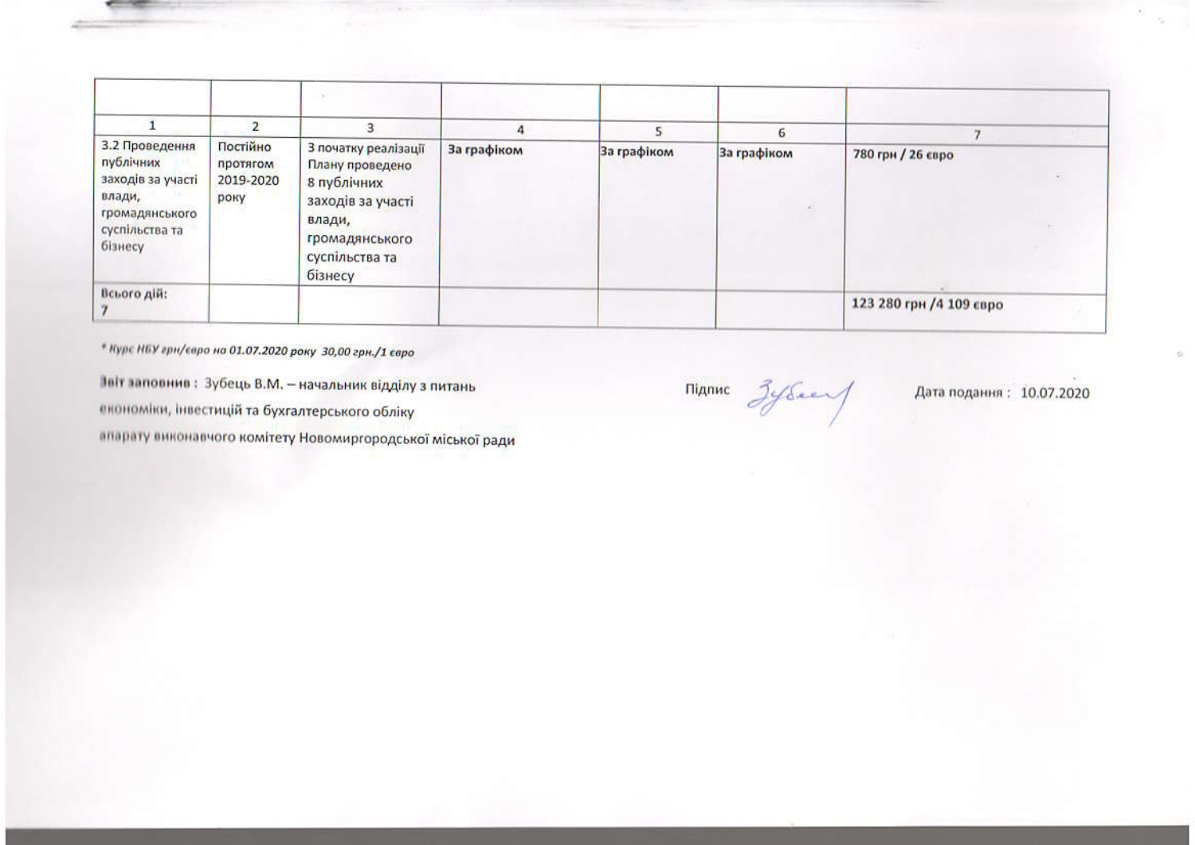| | | | | | | |
|---|---|---|---|---|---|---|
| 1 | 2 | 3 | 4 | 5 | 6 | 7 |
| 3.2 Проведення публічних заходів за участі влади, громадянського суспільства та бізнесу | Постійно протягом 2019-2020 року | З початку реалізації Плану проведено 8 публічних заходів за участі влади, громадянського суспільства та бізнесу | **За графіком** | **За графіком** | **За графіком** | **780 грн / 26 євро** |
| Всього дій: 7 | | | | | | **123 280 грн /4 109 євро** |

*\* Курс НБУ грн/євро на 01.07.2020 року 30,00 грн./1 євро*

Звіт заповнив : Зубець В.М. – начальник відділу з питань економіки, інвестицій та бухгалтерського обліку апарату виконавчого комітету Новомиргородської міської ради

Підпис

Дата подання : 10.07.2020